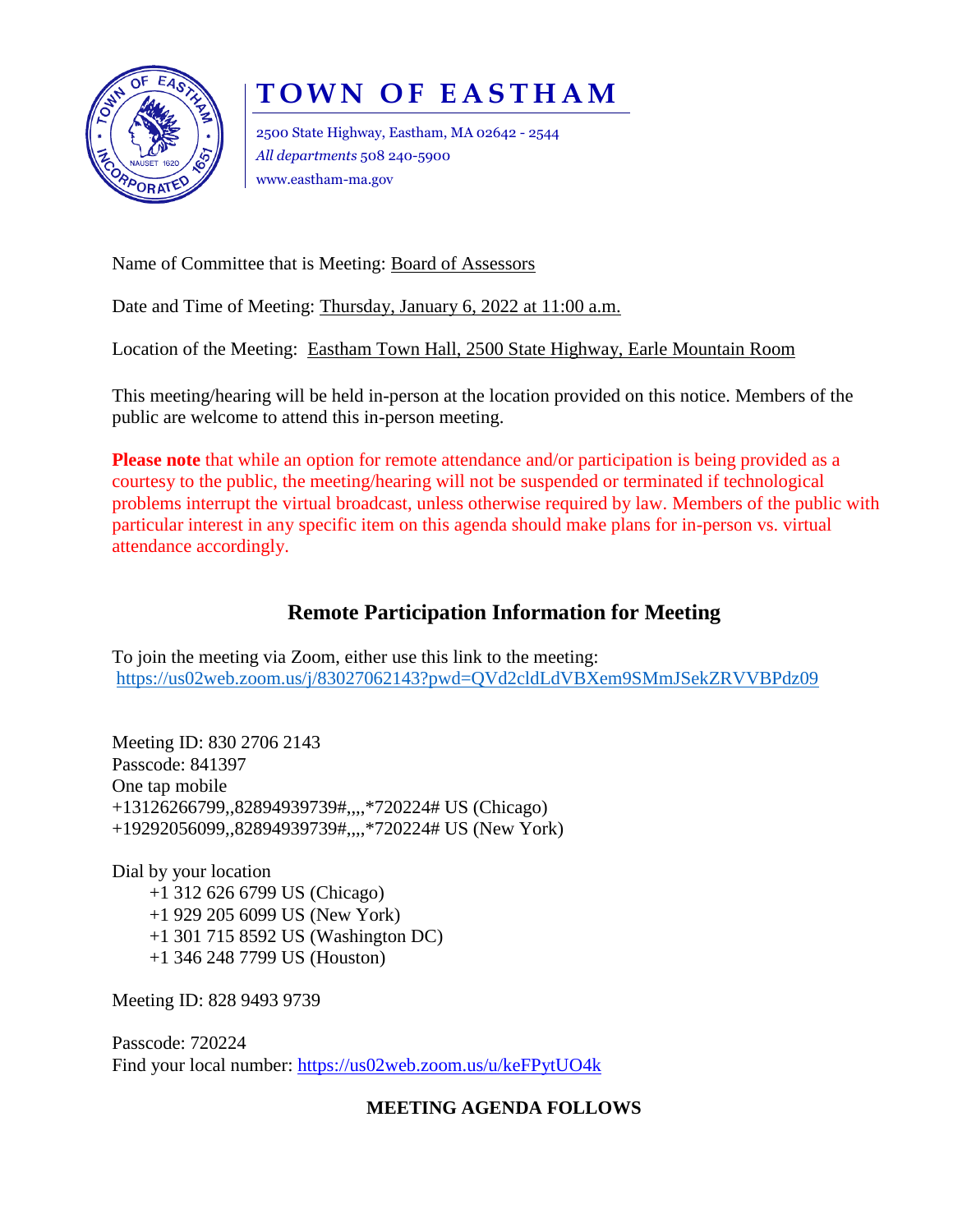# TOWN OF EASTHAM

2500 State Highway, Eastham, MA 02642 - 2544
*All departments* 508 240-5900
www.eastham-ma.gov

Name of Committee that is Meeting: Board of Assessors

Date and Time of Meeting: Thursday, January 6, 2022 at 11:00 a.m.

Location of the Meeting: Eastham Town Hall, 2500 State Highway, Earle Mountain Room

This meeting/hearing will be held in-person at the location provided on this notice. Members of the public are welcome to attend this in-person meeting.

**Please note** that while an option for remote attendance and/or participation is being provided as a courtesy to the public, the meeting/hearing will not be suspended or terminated if technological problems interrupt the virtual broadcast, unless otherwise required by law. Members of the public with particular interest in any specific item on this agenda should make plans for in-person vs. virtual attendance accordingly.

## Remote Participation Information for Meeting

To join the meeting via Zoom, either use this link to the meeting:
https://us02web.zoom.us/j/83027062143?pwd=QVd2cldLdVBXem9SMmJSekZRVVBPdz09

Meeting ID: 830 2706 2143
Passcode: 841397
One tap mobile
+13126266799,,82894939739#,,,,*720224# US (Chicago)
+19292056099,,82894939739#,,,,*720224# US (New York)

Dial by your location
- +1 312 626 6799 US (Chicago)
- +1 929 205 6099 US (New York)
- +1 301 715 8592 US (Washington DC)
- +1 346 248 7799 US (Houston)

Meeting ID: 828 9493 9739

Passcode: 720224
Find your local number: https://us02web.zoom.us/u/keFPytUO4k

**MEETING AGENDA FOLLOWS**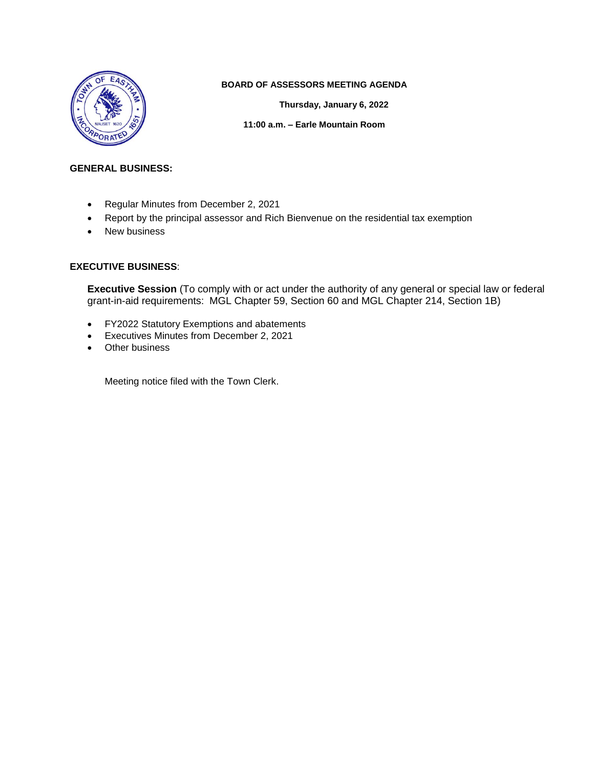**BOARD OF ASSESSORS MEETING AGENDA**

**Thursday, January 6, 2022**

**11:00 a.m. – Earle Mountain Room**

**GENERAL BUSINESS:**

- Regular Minutes from December 2, 2021
- Report by the principal assessor and Rich Bienvenue on the residential tax exemption
- New business

**EXECUTIVE BUSINESS**:

**Executive Session** (To comply with or act under the authority of any general or special law or federal grant-in-aid requirements: MGL Chapter 59, Section 60 and MGL Chapter 214, Section 1B)

- FY2022 Statutory Exemptions and abatements
- Executives Minutes from December 2, 2021
- Other business

Meeting notice filed with the Town Clerk.